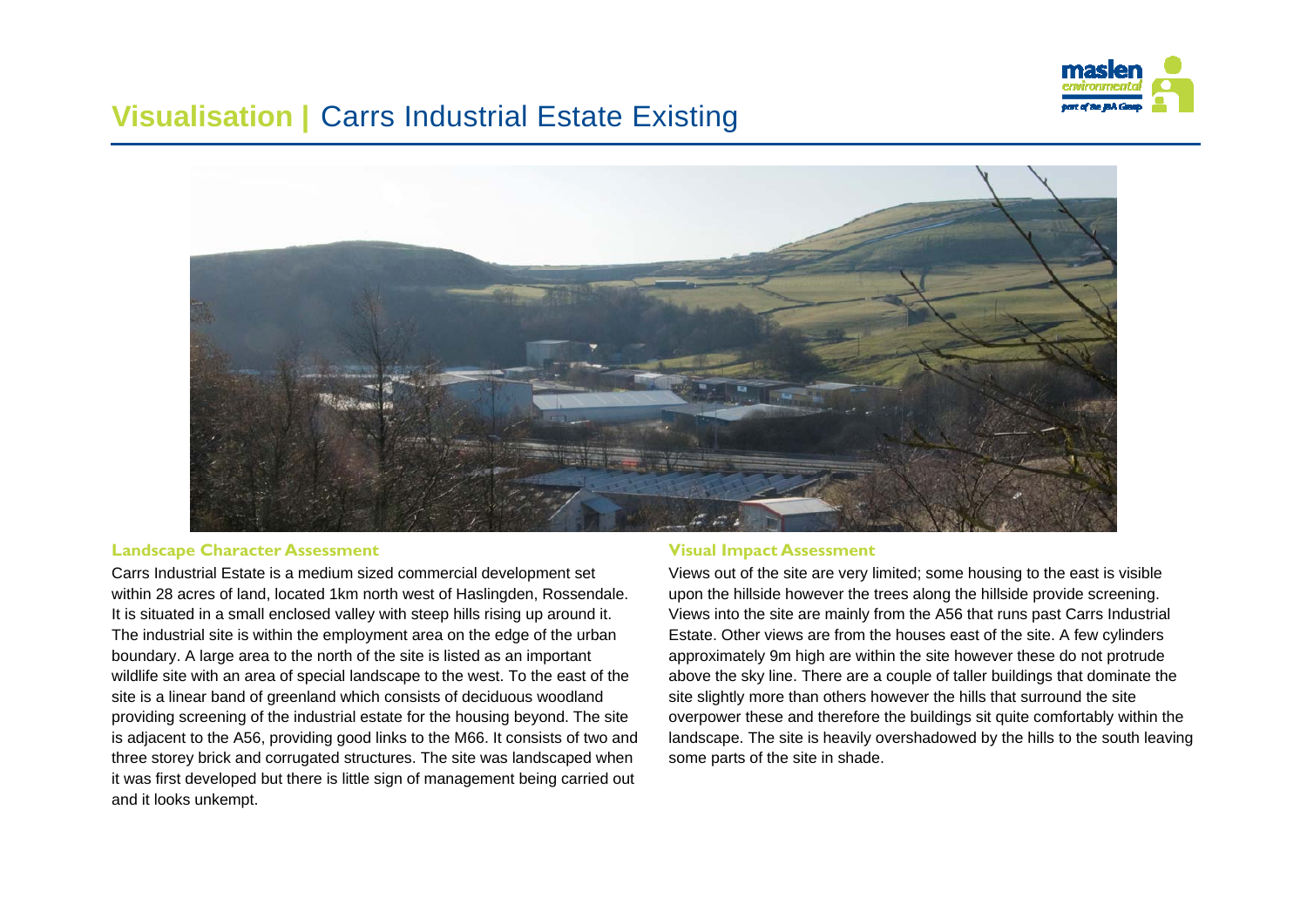# **Visualisation |** Carrs Industrial Estate Existing

## Landscape Character Assessment

Carrs Industrial Estate is a medium sized commercial development set within 28 acres of land, located 1km north west of Haslingden, Rossendale. It is situated in a small enclosed valley with steep hills rising up around it. The industrial site is within the employment area on the edge of the urban boundary. A large area to the north of the site is listed as an important wildlife site with an area of special landscape to the west. To the east of the site is a linear band of greenland which consists of deciduous woodland providing screening of the industrial estate for the housing beyond. The site is adjacent to the A56, providing good links to the M66. It consists of two and three storey brick and corrugated structures. The site was landscaped when it was first developed but there is little sign of management being carried out and it looks unkempt.

## Visual Impact Assessment

Views out of the site are very limited; some housing to the east is visible upon the hillside however the trees along the hillside provide screening. Views into the site are mainly from the A56 that runs past Carrs Industrial Estate. Other views are from the houses east of the site. A few cylinders approximately 9m high are within the site however these do not protrude above the sky line. There are a couple of taller buildings that dominate the site slightly more than others however the hills that surround the site overpower these and therefore the buildings sit quite comfortably within the landscape. The site is heavily overshadowed by the hills to the south leaving some parts of the site in shade.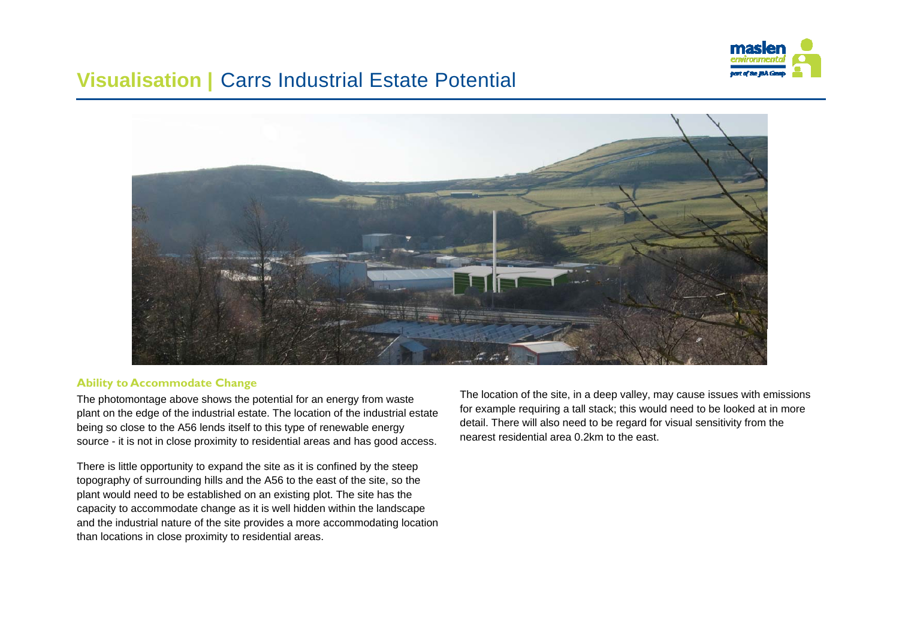# Visualisation | Carrs Industrial Estate Potential

### Ability to Accommodate Change

The photomontage above shows the potential for an energy from waste plant on the edge of the industrial estate. The location of the industrial estate being so close to the A56 lends itself to this type of renewable energy source - it is not in close proximity to residential areas and has good access.

There is little opportunity to expand the site as it is confined by the steep topography of surrounding hills and the A56 to the east of the site, so the plant would need to be established on an existing plot. The site has the capacity to accommodate change as it is well hidden within the landscape and the industrial nature of the site provides a more accommodating location than locations in close proximity to residential areas.

The location of the site, in a deep valley, may cause issues with emissions for example requiring a tall stack; this would need to be looked at in more detail. There will also need to be regard for visual sensitivity from the nearest residential area 0.2km to the east.